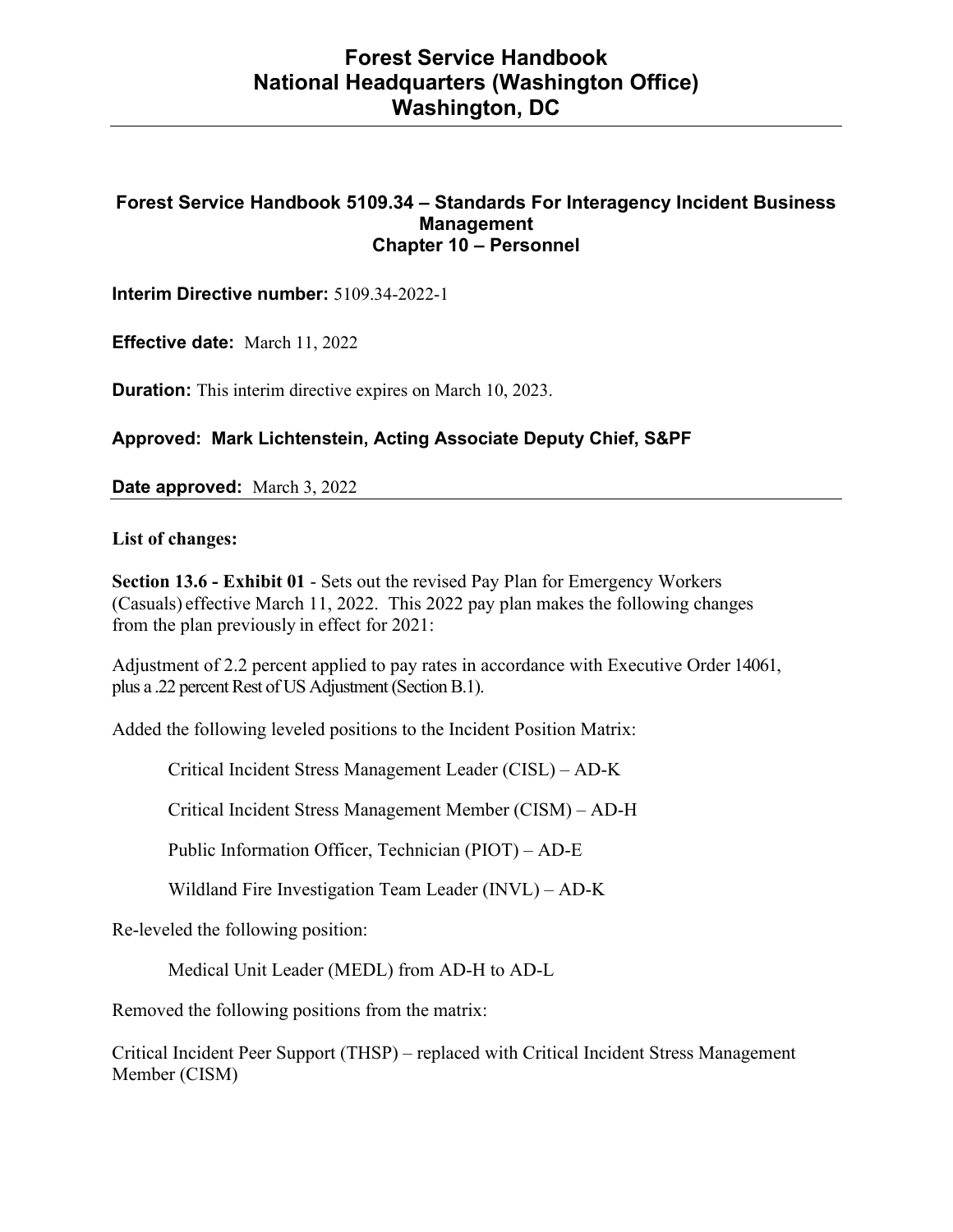# Forest Service Handbook
# National Headquarters (Washington Office)
# Washington, DC

## Forest Service Handbook 5109.34 – Standards For Interagency Incident Business Management
## Chapter 10 – Personnel

**Interim Directive number:** 5109.34-2022-1

**Effective date:** March 11, 2022

**Duration:** This interim directive expires on March 10, 2023.

**Approved: Mark Lichtenstein, Acting Associate Deputy Chief, S&PF**

**Date approved:** March 3, 2022

---

**List of changes:**

**Section 13.6 - Exhibit 01** - Sets out the revised Pay Plan for Emergency Workers (Casuals) effective March 11, 2022. This 2022 pay plan makes the following changes from the plan previously in effect for 2021:

Adjustment of 2.2 percent applied to pay rates in accordance with Executive Order 14061, plus a .22 percent Rest of US Adjustment (Section B.1).

Added the following leveled positions to the Incident Position Matrix:

- Critical Incident Stress Management Leader (CISL) – AD-K
- Critical Incident Stress Management Member (CISM) – AD-H
- Public Information Officer, Technician (PIOT) – AD-E
- Wildland Fire Investigation Team Leader (INVL) – AD-K

Re-leveled the following position:

- Medical Unit Leader (MEDL) from AD-H to AD-L

Removed the following positions from the matrix:

Critical Incident Peer Support (THSP) – replaced with Critical Incident Stress Management Member (CISM)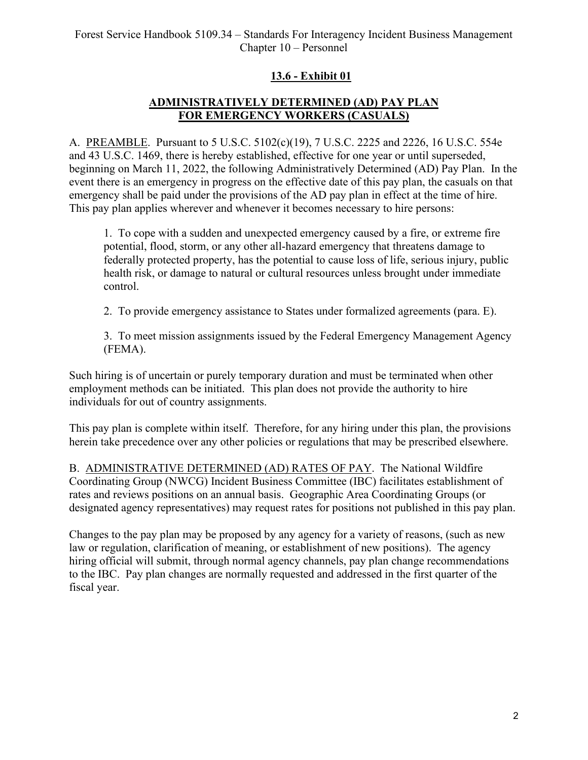## 13.6 - Exhibit 01

### ADMINISTRATIVELY DETERMINED (AD) PAY PLAN FOR EMERGENCY WORKERS (CASUALS)

A. PREAMBLE. Pursuant to 5 U.S.C. 5102(c)(19), 7 U.S.C. 2225 and 2226, 16 U.S.C. 554e and 43 U.S.C. 1469, there is hereby established, effective for one year or until superseded, beginning on March 11, 2022, the following Administratively Determined (AD) Pay Plan. In the event there is an emergency in progress on the effective date of this pay plan, the casuals on that emergency shall be paid under the provisions of the AD pay plan in effect at the time of hire. This pay plan applies wherever and whenever it becomes necessary to hire persons:

1. To cope with a sudden and unexpected emergency caused by a fire, or extreme fire potential, flood, storm, or any other all-hazard emergency that threatens damage to federally protected property, has the potential to cause loss of life, serious injury, public health risk, or damage to natural or cultural resources unless brought under immediate control.

2. To provide emergency assistance to States under formalized agreements (para. E).

3. To meet mission assignments issued by the Federal Emergency Management Agency (FEMA).

Such hiring is of uncertain or purely temporary duration and must be terminated when other employment methods can be initiated. This plan does not provide the authority to hire individuals for out of country assignments.

This pay plan is complete within itself. Therefore, for any hiring under this plan, the provisions herein take precedence over any other policies or regulations that may be prescribed elsewhere.

B. ADMINISTRATIVE DETERMINED (AD) RATES OF PAY. The National Wildfire Coordinating Group (NWCG) Incident Business Committee (IBC) facilitates establishment of rates and reviews positions on an annual basis. Geographic Area Coordinating Groups (or designated agency representatives) may request rates for positions not published in this pay plan.

Changes to the pay plan may be proposed by any agency for a variety of reasons, (such as new law or regulation, clarification of meaning, or establishment of new positions). The agency hiring official will submit, through normal agency channels, pay plan change recommendations to the IBC. Pay plan changes are normally requested and addressed in the first quarter of the fiscal year.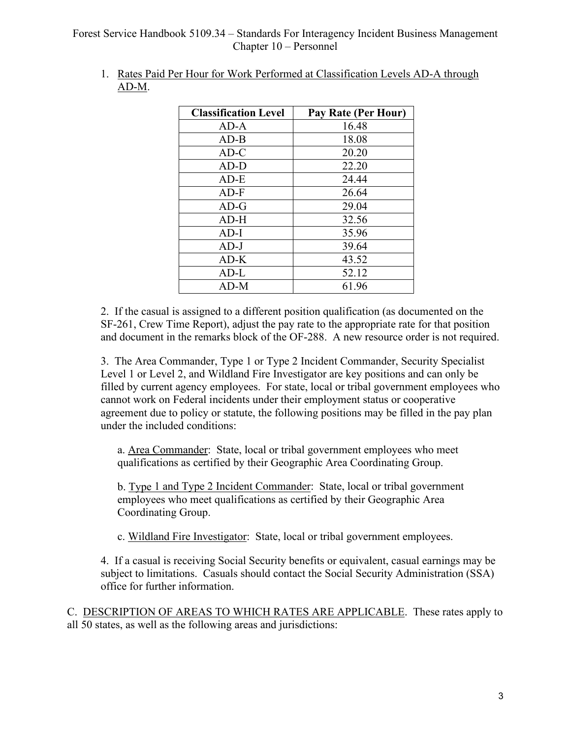1. Rates Paid Per Hour for Work Performed at Classification Levels AD-A through AD-M.

| Classification Level | Pay Rate (Per Hour) |
|---|---|
| AD-A | 16.48 |
| AD-B | 18.08 |
| AD-C | 20.20 |
| AD-D | 22.20 |
| AD-E | 24.44 |
| AD-F | 26.64 |
| AD-G | 29.04 |
| AD-H | 32.56 |
| AD-I | 35.96 |
| AD-J | 39.64 |
| AD-K | 43.52 |
| AD-L | 52.12 |
| AD-M | 61.96 |

2. If the casual is assigned to a different position qualification (as documented on the SF-261, Crew Time Report), adjust the pay rate to the appropriate rate for that position and document in the remarks block of the OF-288. A new resource order is not required.

3. The Area Commander, Type 1 or Type 2 Incident Commander, Security Specialist Level 1 or Level 2, and Wildland Fire Investigator are key positions and can only be filled by current agency employees. For state, local or tribal government employees who cannot work on Federal incidents under their employment status or cooperative agreement due to policy or statute, the following positions may be filled in the pay plan under the included conditions:

a. Area Commander: State, local or tribal government employees who meet qualifications as certified by their Geographic Area Coordinating Group.

b. Type 1 and Type 2 Incident Commander: State, local or tribal government employees who meet qualifications as certified by their Geographic Area Coordinating Group.

c. Wildland Fire Investigator: State, local or tribal government employees.

4. If a casual is receiving Social Security benefits or equivalent, casual earnings may be subject to limitations. Casuals should contact the Social Security Administration (SSA) office for further information.

C. DESCRIPTION OF AREAS TO WHICH RATES ARE APPLICABLE. These rates apply to all 50 states, as well as the following areas and jurisdictions: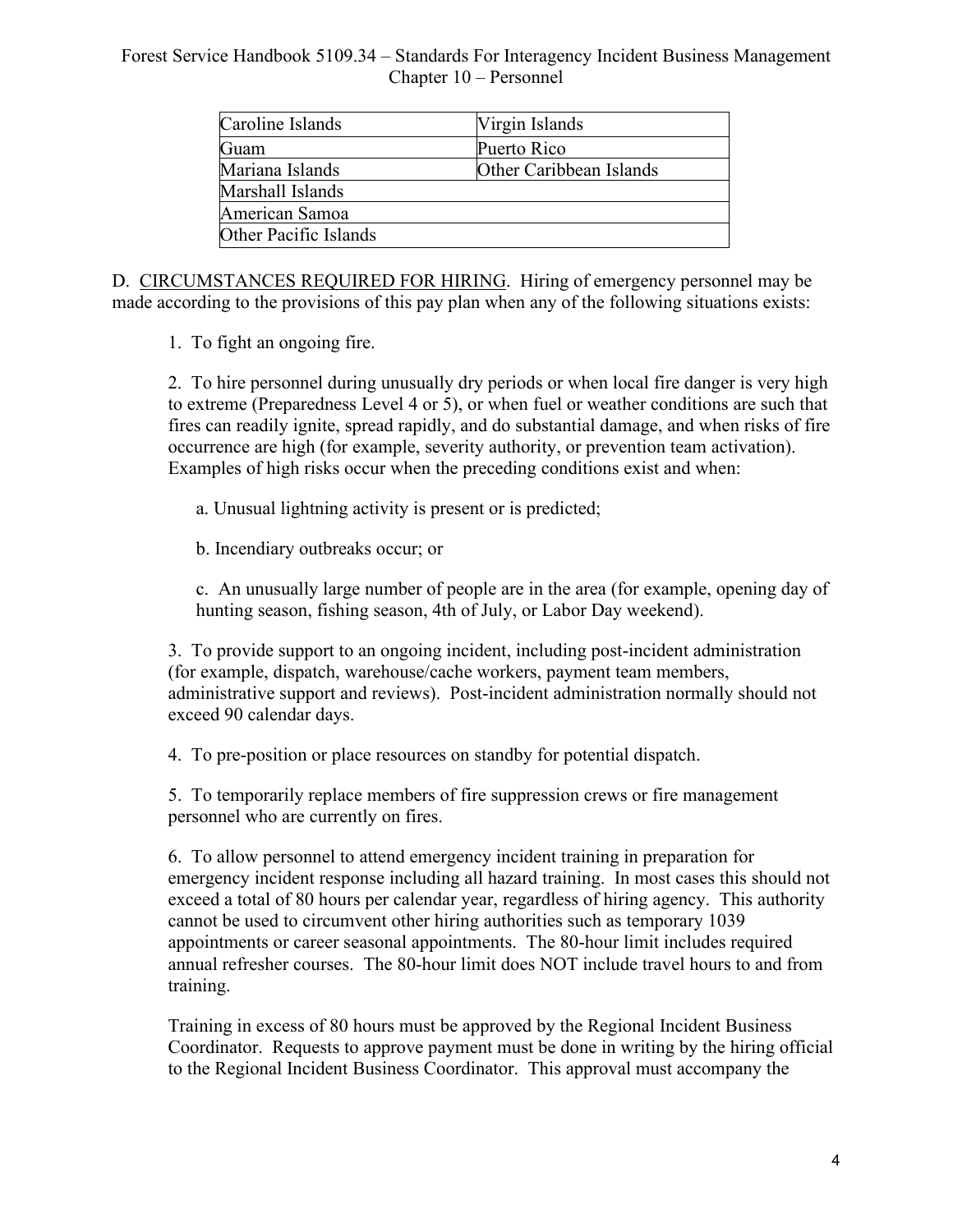| Caroline Islands | Virgin Islands |
|---|---|
| Guam | Puerto Rico |
| Mariana Islands | Other Caribbean Islands |
| Marshall Islands | |
| American Samoa | |
| Other Pacific Islands | |

D. CIRCUMSTANCES REQUIRED FOR HIRING. Hiring of emergency personnel may be made according to the provisions of this pay plan when any of the following situations exists:

1. To fight an ongoing fire.

2. To hire personnel during unusually dry periods or when local fire danger is very high to extreme (Preparedness Level 4 or 5), or when fuel or weather conditions are such that fires can readily ignite, spread rapidly, and do substantial damage, and when risks of fire occurrence are high (for example, severity authority, or prevention team activation). Examples of high risks occur when the preceding conditions exist and when:

   a. Unusual lightning activity is present or is predicted;

   b. Incendiary outbreaks occur; or

   c. An unusually large number of people are in the area (for example, opening day of hunting season, fishing season, 4th of July, or Labor Day weekend).

3. To provide support to an ongoing incident, including post-incident administration (for example, dispatch, warehouse/cache workers, payment team members, administrative support and reviews). Post-incident administration normally should not exceed 90 calendar days.

4. To pre-position or place resources on standby for potential dispatch.

5. To temporarily replace members of fire suppression crews or fire management personnel who are currently on fires.

6. To allow personnel to attend emergency incident training in preparation for emergency incident response including all hazard training. In most cases this should not exceed a total of 80 hours per calendar year, regardless of hiring agency. This authority cannot be used to circumvent other hiring authorities such as temporary 1039 appointments or career seasonal appointments. The 80-hour limit includes required annual refresher courses. The 80-hour limit does NOT include travel hours to and from training.

Training in excess of 80 hours must be approved by the Regional Incident Business Coordinator. Requests to approve payment must be done in writing by the hiring official to the Regional Incident Business Coordinator. This approval must accompany the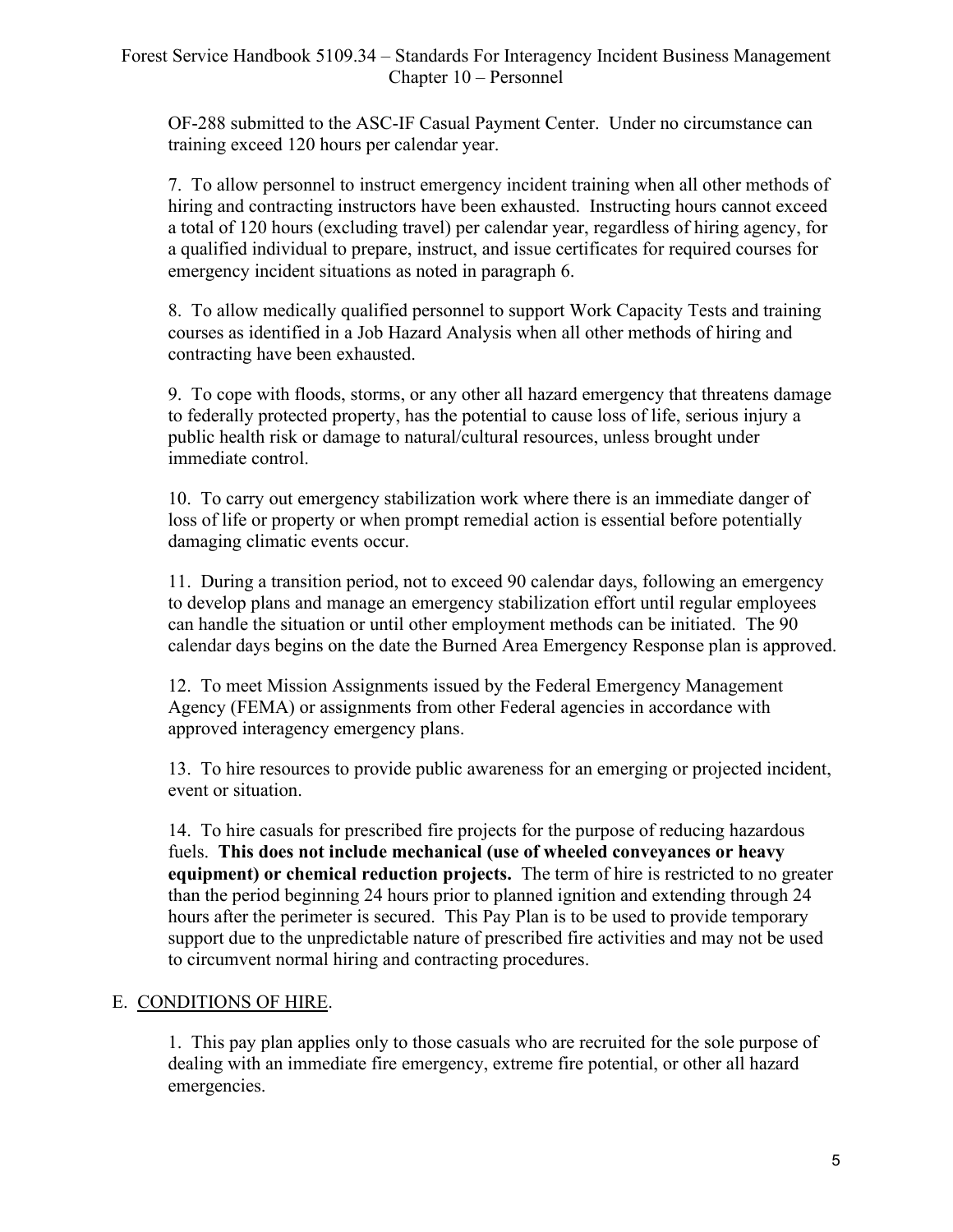OF-288 submitted to the ASC-IF Casual Payment Center. Under no circumstance can training exceed 120 hours per calendar year.

7. To allow personnel to instruct emergency incident training when all other methods of hiring and contracting instructors have been exhausted. Instructing hours cannot exceed a total of 120 hours (excluding travel) per calendar year, regardless of hiring agency, for a qualified individual to prepare, instruct, and issue certificates for required courses for emergency incident situations as noted in paragraph 6.

8. To allow medically qualified personnel to support Work Capacity Tests and training courses as identified in a Job Hazard Analysis when all other methods of hiring and contracting have been exhausted.

9. To cope with floods, storms, or any other all hazard emergency that threatens damage to federally protected property, has the potential to cause loss of life, serious injury a public health risk or damage to natural/cultural resources, unless brought under immediate control.

10. To carry out emergency stabilization work where there is an immediate danger of loss of life or property or when prompt remedial action is essential before potentially damaging climatic events occur.

11. During a transition period, not to exceed 90 calendar days, following an emergency to develop plans and manage an emergency stabilization effort until regular employees can handle the situation or until other employment methods can be initiated. The 90 calendar days begins on the date the Burned Area Emergency Response plan is approved.

12. To meet Mission Assignments issued by the Federal Emergency Management Agency (FEMA) or assignments from other Federal agencies in accordance with approved interagency emergency plans.

13. To hire resources to provide public awareness for an emerging or projected incident, event or situation.

14. To hire casuals for prescribed fire projects for the purpose of reducing hazardous fuels. **This does not include mechanical (use of wheeled conveyances or heavy equipment) or chemical reduction projects.** The term of hire is restricted to no greater than the period beginning 24 hours prior to planned ignition and extending through 24 hours after the perimeter is secured. This Pay Plan is to be used to provide temporary support due to the unpredictable nature of prescribed fire activities and may not be used to circumvent normal hiring and contracting procedures.

E. CONDITIONS OF HIRE.

1. This pay plan applies only to those casuals who are recruited for the sole purpose of dealing with an immediate fire emergency, extreme fire potential, or other all hazard emergencies.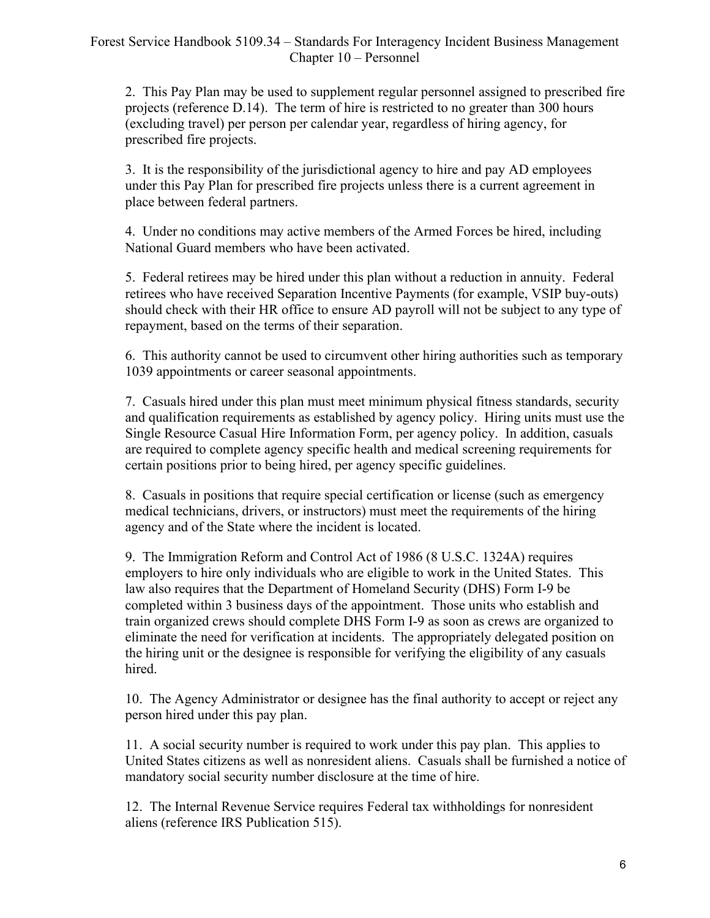2. This Pay Plan may be used to supplement regular personnel assigned to prescribed fire projects (reference D.14). The term of hire is restricted to no greater than 300 hours (excluding travel) per person per calendar year, regardless of hiring agency, for prescribed fire projects.

3. It is the responsibility of the jurisdictional agency to hire and pay AD employees under this Pay Plan for prescribed fire projects unless there is a current agreement in place between federal partners.

4. Under no conditions may active members of the Armed Forces be hired, including National Guard members who have been activated.

5. Federal retirees may be hired under this plan without a reduction in annuity. Federal retirees who have received Separation Incentive Payments (for example, VSIP buy-outs) should check with their HR office to ensure AD payroll will not be subject to any type of repayment, based on the terms of their separation.

6. This authority cannot be used to circumvent other hiring authorities such as temporary 1039 appointments or career seasonal appointments.

7. Casuals hired under this plan must meet minimum physical fitness standards, security and qualification requirements as established by agency policy. Hiring units must use the Single Resource Casual Hire Information Form, per agency policy. In addition, casuals are required to complete agency specific health and medical screening requirements for certain positions prior to being hired, per agency specific guidelines.

8. Casuals in positions that require special certification or license (such as emergency medical technicians, drivers, or instructors) must meet the requirements of the hiring agency and of the State where the incident is located.

9. The Immigration Reform and Control Act of 1986 (8 U.S.C. 1324A) requires employers to hire only individuals who are eligible to work in the United States. This law also requires that the Department of Homeland Security (DHS) Form I-9 be completed within 3 business days of the appointment. Those units who establish and train organized crews should complete DHS Form I-9 as soon as crews are organized to eliminate the need for verification at incidents. The appropriately delegated position on the hiring unit or the designee is responsible for verifying the eligibility of any casuals hired.

10. The Agency Administrator or designee has the final authority to accept or reject any person hired under this pay plan.

11. A social security number is required to work under this pay plan. This applies to United States citizens as well as nonresident aliens. Casuals shall be furnished a notice of mandatory social security number disclosure at the time of hire.

12. The Internal Revenue Service requires Federal tax withholdings for nonresident aliens (reference IRS Publication 515).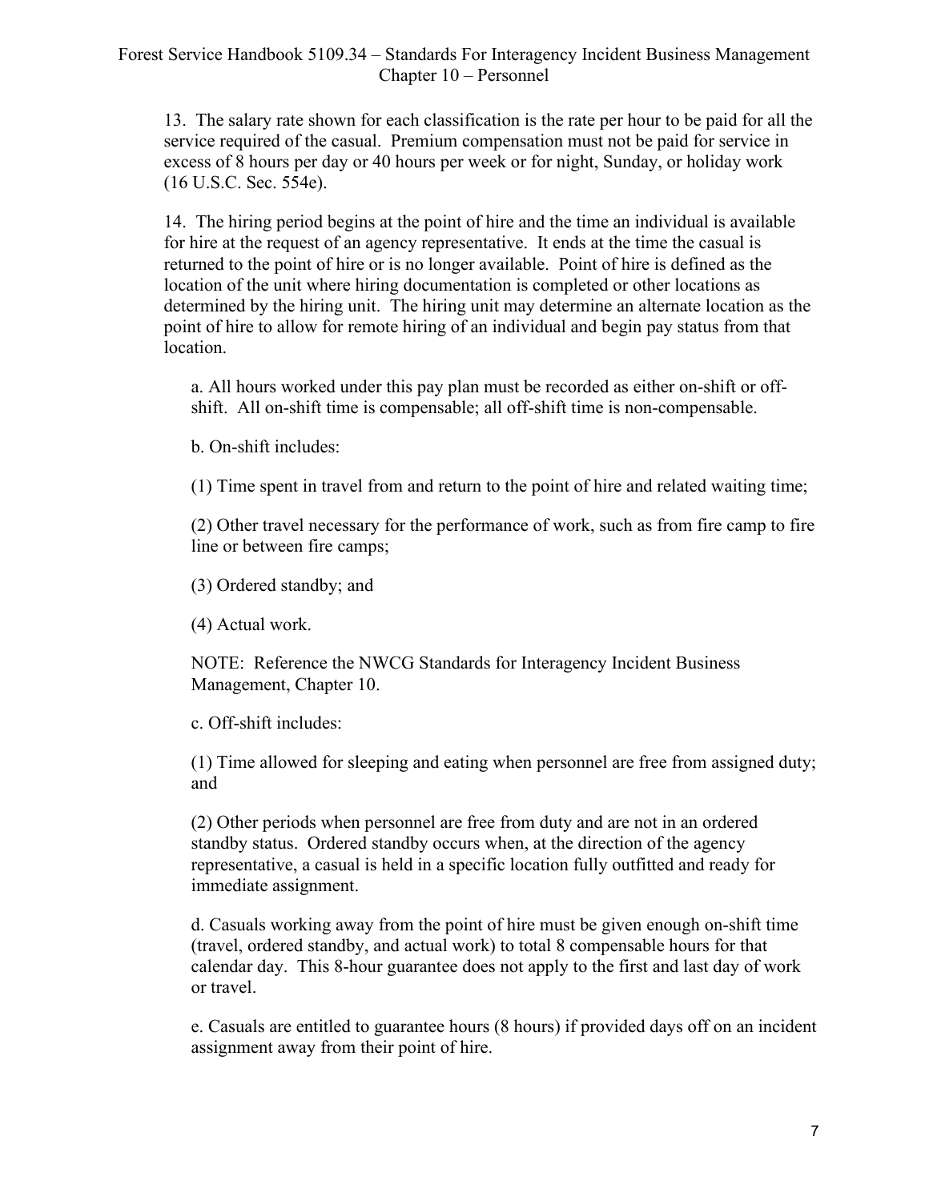13. The salary rate shown for each classification is the rate per hour to be paid for all the service required of the casual. Premium compensation must not be paid for service in excess of 8 hours per day or 40 hours per week or for night, Sunday, or holiday work (16 U.S.C. Sec. 554e).

14. The hiring period begins at the point of hire and the time an individual is available for hire at the request of an agency representative. It ends at the time the casual is returned to the point of hire or is no longer available. Point of hire is defined as the location of the unit where hiring documentation is completed or other locations as determined by the hiring unit. The hiring unit may determine an alternate location as the point of hire to allow for remote hiring of an individual and begin pay status from that location.

a. All hours worked under this pay plan must be recorded as either on-shift or off-shift. All on-shift time is compensable; all off-shift time is non-compensable.

b. On-shift includes:

(1) Time spent in travel from and return to the point of hire and related waiting time;

(2) Other travel necessary for the performance of work, such as from fire camp to fire line or between fire camps;

(3) Ordered standby; and

(4) Actual work.

NOTE: Reference the NWCG Standards for Interagency Incident Business Management, Chapter 10.

c. Off-shift includes:

(1) Time allowed for sleeping and eating when personnel are free from assigned duty; and

(2) Other periods when personnel are free from duty and are not in an ordered standby status. Ordered standby occurs when, at the direction of the agency representative, a casual is held in a specific location fully outfitted and ready for immediate assignment.

d. Casuals working away from the point of hire must be given enough on-shift time (travel, ordered standby, and actual work) to total 8 compensable hours for that calendar day. This 8-hour guarantee does not apply to the first and last day of work or travel.

e. Casuals are entitled to guarantee hours (8 hours) if provided days off on an incident assignment away from their point of hire.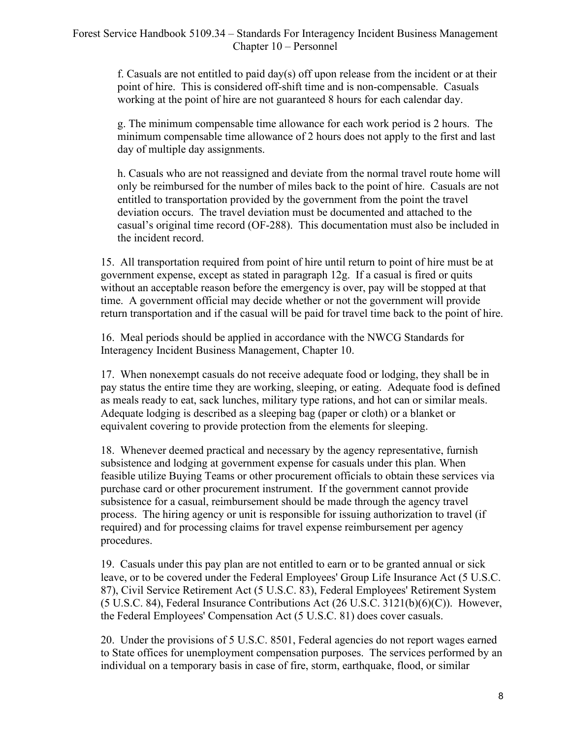f. Casuals are not entitled to paid day(s) off upon release from the incident or at their point of hire. This is considered off-shift time and is non-compensable. Casuals working at the point of hire are not guaranteed 8 hours for each calendar day.

g. The minimum compensable time allowance for each work period is 2 hours. The minimum compensable time allowance of 2 hours does not apply to the first and last day of multiple day assignments.

h. Casuals who are not reassigned and deviate from the normal travel route home will only be reimbursed for the number of miles back to the point of hire. Casuals are not entitled to transportation provided by the government from the point the travel deviation occurs. The travel deviation must be documented and attached to the casual's original time record (OF-288). This documentation must also be included in the incident record.

15. All transportation required from point of hire until return to point of hire must be at government expense, except as stated in paragraph 12g. If a casual is fired or quits without an acceptable reason before the emergency is over, pay will be stopped at that time. A government official may decide whether or not the government will provide return transportation and if the casual will be paid for travel time back to the point of hire.

16. Meal periods should be applied in accordance with the NWCG Standards for Interagency Incident Business Management, Chapter 10.

17. When nonexempt casuals do not receive adequate food or lodging, they shall be in pay status the entire time they are working, sleeping, or eating. Adequate food is defined as meals ready to eat, sack lunches, military type rations, and hot can or similar meals. Adequate lodging is described as a sleeping bag (paper or cloth) or a blanket or equivalent covering to provide protection from the elements for sleeping.

18. Whenever deemed practical and necessary by the agency representative, furnish subsistence and lodging at government expense for casuals under this plan. When feasible utilize Buying Teams or other procurement officials to obtain these services via purchase card or other procurement instrument. If the government cannot provide subsistence for a casual, reimbursement should be made through the agency travel process. The hiring agency or unit is responsible for issuing authorization to travel (if required) and for processing claims for travel expense reimbursement per agency procedures.

19. Casuals under this pay plan are not entitled to earn or to be granted annual or sick leave, or to be covered under the Federal Employees' Group Life Insurance Act (5 U.S.C. 87), Civil Service Retirement Act (5 U.S.C. 83), Federal Employees' Retirement System (5 U.S.C. 84), Federal Insurance Contributions Act (26 U.S.C. 3121(b)(6)(C)). However, the Federal Employees' Compensation Act (5 U.S.C. 81) does cover casuals.

20. Under the provisions of 5 U.S.C. 8501, Federal agencies do not report wages earned to State offices for unemployment compensation purposes. The services performed by an individual on a temporary basis in case of fire, storm, earthquake, flood, or similar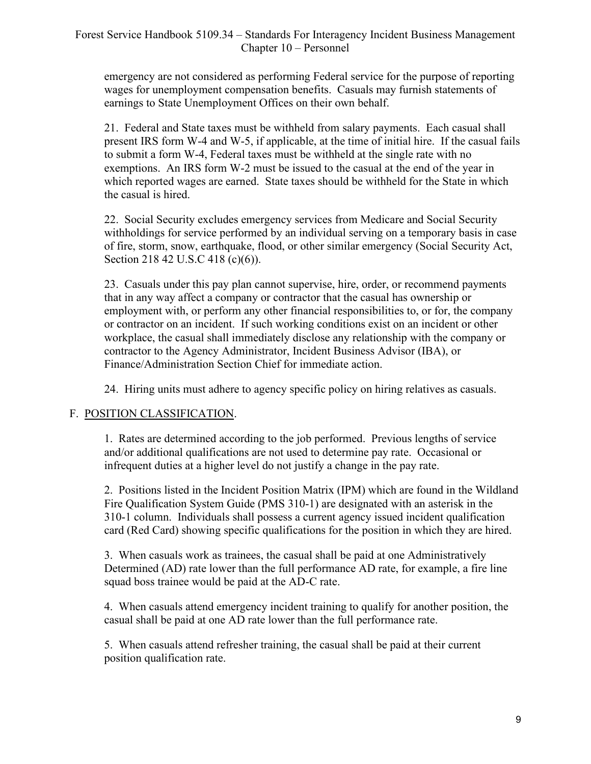emergency are not considered as performing Federal service for the purpose of reporting wages for unemployment compensation benefits. Casuals may furnish statements of earnings to State Unemployment Offices on their own behalf.

21. Federal and State taxes must be withheld from salary payments. Each casual shall present IRS form W-4 and W-5, if applicable, at the time of initial hire. If the casual fails to submit a form W-4, Federal taxes must be withheld at the single rate with no exemptions. An IRS form W-2 must be issued to the casual at the end of the year in which reported wages are earned. State taxes should be withheld for the State in which the casual is hired.

22. Social Security excludes emergency services from Medicare and Social Security withholdings for service performed by an individual serving on a temporary basis in case of fire, storm, snow, earthquake, flood, or other similar emergency (Social Security Act, Section 218 42 U.S.C 418 (c)(6)).

23. Casuals under this pay plan cannot supervise, hire, order, or recommend payments that in any way affect a company or contractor that the casual has ownership or employment with, or perform any other financial responsibilities to, or for, the company or contractor on an incident. If such working conditions exist on an incident or other workplace, the casual shall immediately disclose any relationship with the company or contractor to the Agency Administrator, Incident Business Advisor (IBA), or Finance/Administration Section Chief for immediate action.

24. Hiring units must adhere to agency specific policy on hiring relatives as casuals.

## F. POSITION CLASSIFICATION.

1. Rates are determined according to the job performed. Previous lengths of service and/or additional qualifications are not used to determine pay rate. Occasional or infrequent duties at a higher level do not justify a change in the pay rate.

2. Positions listed in the Incident Position Matrix (IPM) which are found in the Wildland Fire Qualification System Guide (PMS 310-1) are designated with an asterisk in the 310-1 column. Individuals shall possess a current agency issued incident qualification card (Red Card) showing specific qualifications for the position in which they are hired.

3. When casuals work as trainees, the casual shall be paid at one Administratively Determined (AD) rate lower than the full performance AD rate, for example, a fire line squad boss trainee would be paid at the AD-C rate.

4. When casuals attend emergency incident training to qualify for another position, the casual shall be paid at one AD rate lower than the full performance rate.

5. When casuals attend refresher training, the casual shall be paid at their current position qualification rate.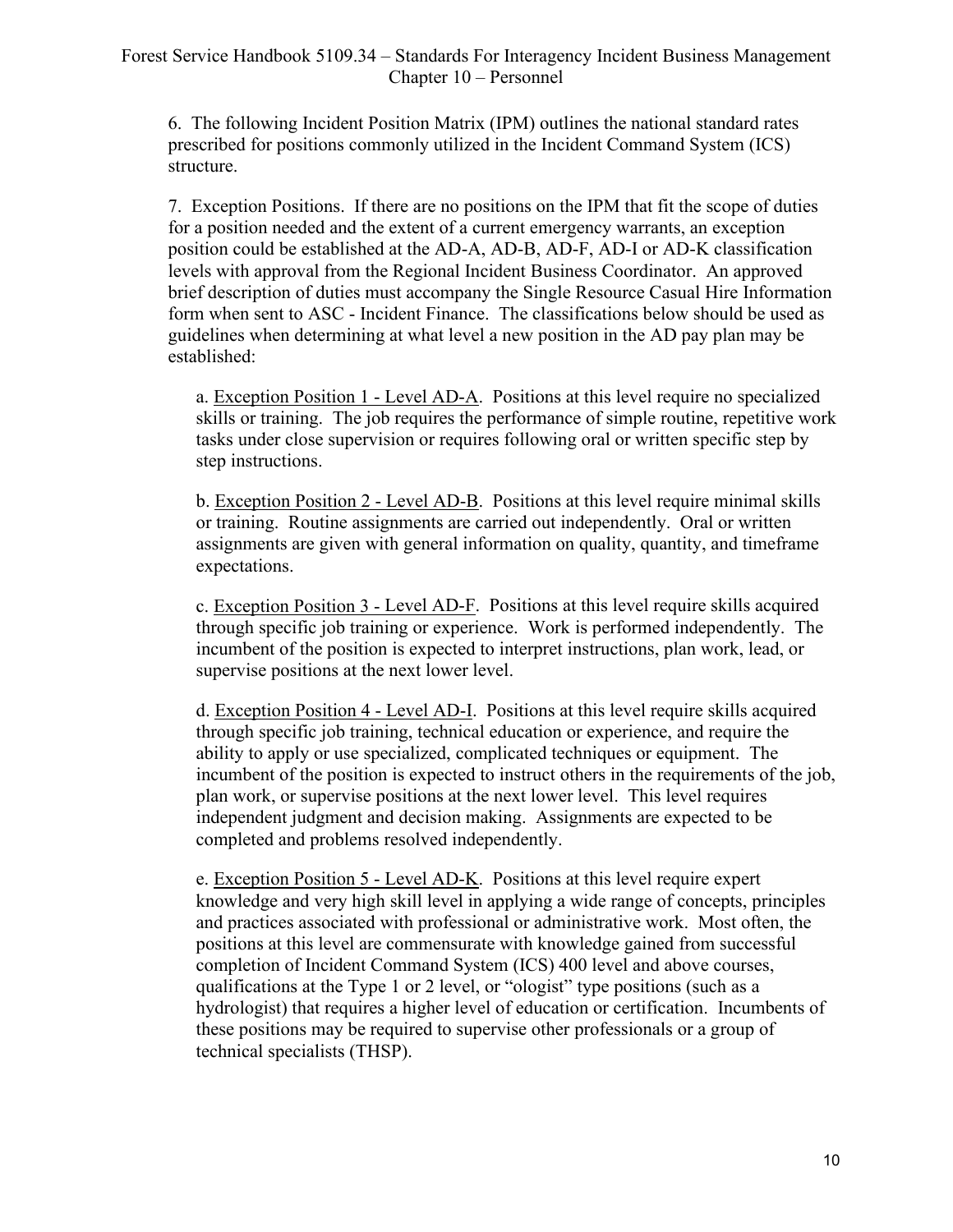6. The following Incident Position Matrix (IPM) outlines the national standard rates prescribed for positions commonly utilized in the Incident Command System (ICS) structure.

7. Exception Positions. If there are no positions on the IPM that fit the scope of duties for a position needed and the extent of a current emergency warrants, an exception position could be established at the AD-A, AD-B, AD-F, AD-I or AD-K classification levels with approval from the Regional Incident Business Coordinator. An approved brief description of duties must accompany the Single Resource Casual Hire Information form when sent to ASC - Incident Finance. The classifications below should be used as guidelines when determining at what level a new position in the AD pay plan may be established:

a. <u>Exception Position 1 - Level AD-A</u>. Positions at this level require no specialized skills or training. The job requires the performance of simple routine, repetitive work tasks under close supervision or requires following oral or written specific step by step instructions.

b. <u>Exception Position 2 - Level AD-B</u>. Positions at this level require minimal skills or training. Routine assignments are carried out independently. Oral or written assignments are given with general information on quality, quantity, and timeframe expectations.

c. <u>Exception Position 3 - Level AD-F</u>. Positions at this level require skills acquired through specific job training or experience. Work is performed independently. The incumbent of the position is expected to interpret instructions, plan work, lead, or supervise positions at the next lower level.

d. <u>Exception Position 4 - Level AD-I</u>. Positions at this level require skills acquired through specific job training, technical education or experience, and require the ability to apply or use specialized, complicated techniques or equipment. The incumbent of the position is expected to instruct others in the requirements of the job, plan work, or supervise positions at the next lower level. This level requires independent judgment and decision making. Assignments are expected to be completed and problems resolved independently.

e. <u>Exception Position 5 - Level AD-K</u>. Positions at this level require expert knowledge and very high skill level in applying a wide range of concepts, principles and practices associated with professional or administrative work. Most often, the positions at this level are commensurate with knowledge gained from successful completion of Incident Command System (ICS) 400 level and above courses, qualifications at the Type 1 or 2 level, or "ologist" type positions (such as a hydrologist) that requires a higher level of education or certification. Incumbents of these positions may be required to supervise other professionals or a group of technical specialists (THSP).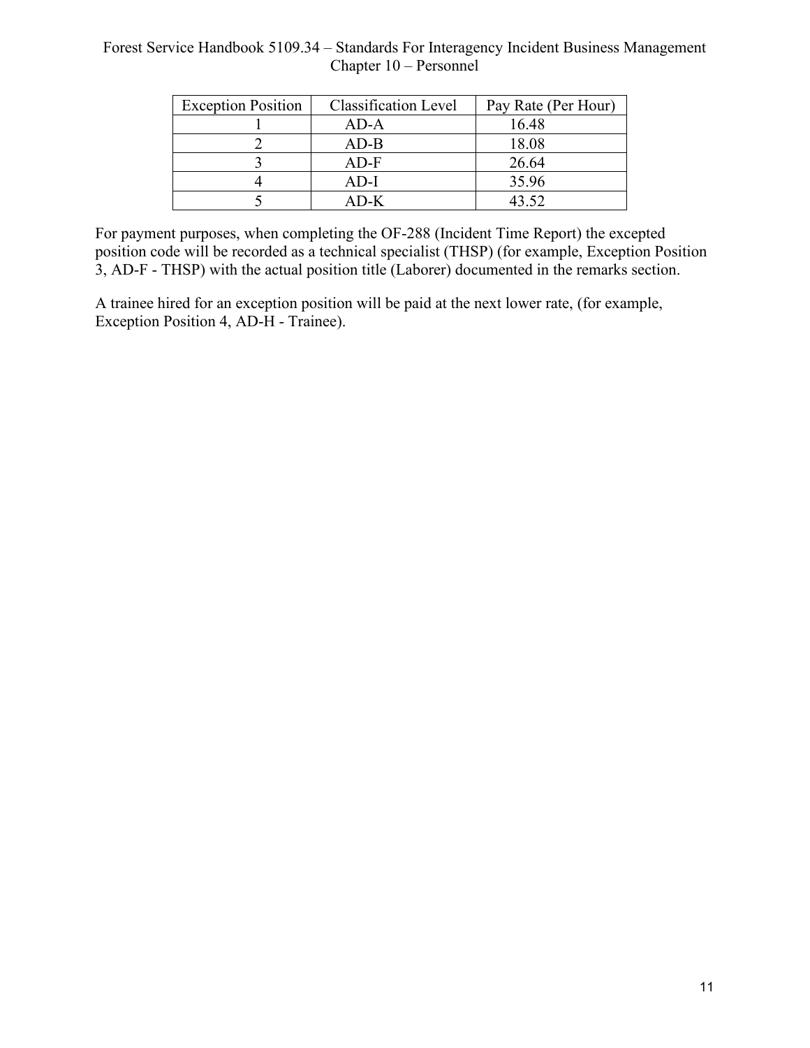| Exception Position | Classification Level | Pay Rate (Per Hour) |
|---|---|---|
| 1 | AD-A | 16.48 |
| 2 | AD-B | 18.08 |
| 3 | AD-F | 26.64 |
| 4 | AD-I | 35.96 |
| 5 | AD-K | 43.52 |

For payment purposes, when completing the OF-288 (Incident Time Report) the excepted position code will be recorded as a technical specialist (THSP) (for example, Exception Position 3, AD-F - THSP) with the actual position title (Laborer) documented in the remarks section.

A trainee hired for an exception position will be paid at the next lower rate, (for example, Exception Position 4, AD-H - Trainee).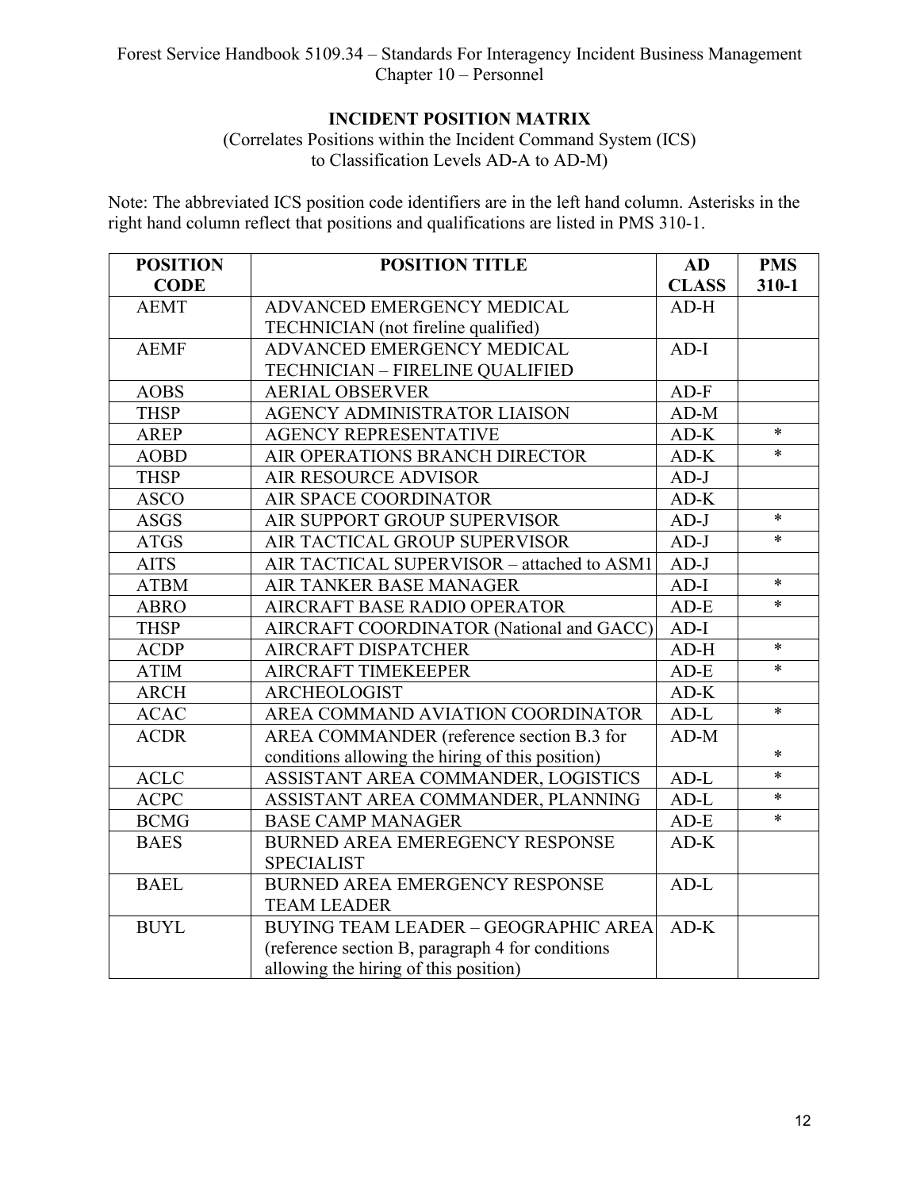## INCIDENT POSITION MATRIX

(Correlates Positions within the Incident Command System (ICS) to Classification Levels AD-A to AD-M)

Note: The abbreviated ICS position code identifiers are in the left hand column. Asterisks in the right hand column reflect that positions and qualifications are listed in PMS 310-1.

| POSITION CODE | POSITION TITLE | AD CLASS | PMS 310-1 |
|---|---|---|---|
| AEMT | ADVANCED EMERGENCY MEDICAL TECHNICIAN (not fireline qualified) | AD-H | |
| AEMF | ADVANCED EMERGENCY MEDICAL TECHNICIAN – FIRELINE QUALIFIED | AD-I | |
| AOBS | AERIAL OBSERVER | AD-F | |
| THSP | AGENCY ADMINISTRATOR LIAISON | AD-M | |
| AREP | AGENCY REPRESENTATIVE | AD-K | * |
| AOBD | AIR OPERATIONS BRANCH DIRECTOR | AD-K | * |
| THSP | AIR RESOURCE ADVISOR | AD-J | |
| ASCO | AIR SPACE COORDINATOR | AD-K | |
| ASGS | AIR SUPPORT GROUP SUPERVISOR | AD-J | * |
| ATGS | AIR TACTICAL GROUP SUPERVISOR | AD-J | * |
| AITS | AIR TACTICAL SUPERVISOR – attached to ASM1 | AD-J | |
| ATBM | AIR TANKER BASE MANAGER | AD-I | * |
| ABRO | AIRCRAFT BASE RADIO OPERATOR | AD-E | * |
| THSP | AIRCRAFT COORDINATOR (National and GACC) | AD-I | |
| ACDP | AIRCRAFT DISPATCHER | AD-H | * |
| ATIM | AIRCRAFT TIMEKEEPER | AD-E | * |
| ARCH | ARCHEOLOGIST | AD-K | |
| ACAC | AREA COMMAND AVIATION COORDINATOR | AD-L | * |
| ACDR | AREA COMMANDER (reference section B.3 for conditions allowing the hiring of this position) | AD-M | * |
| ACLC | ASSISTANT AREA COMMANDER, LOGISTICS | AD-L | * |
| ACPC | ASSISTANT AREA COMMANDER, PLANNING | AD-L | * |
| BCMG | BASE CAMP MANAGER | AD-E | * |
| BAES | BURNED AREA EMEREGENCY RESPONSE SPECIALIST | AD-K | |
| BAEL | BURNED AREA EMERGENCY RESPONSE TEAM LEADER | AD-L | |
| BUYL | BUYING TEAM LEADER – GEOGRAPHIC AREA (reference section B, paragraph 4 for conditions allowing the hiring of this position) | AD-K | |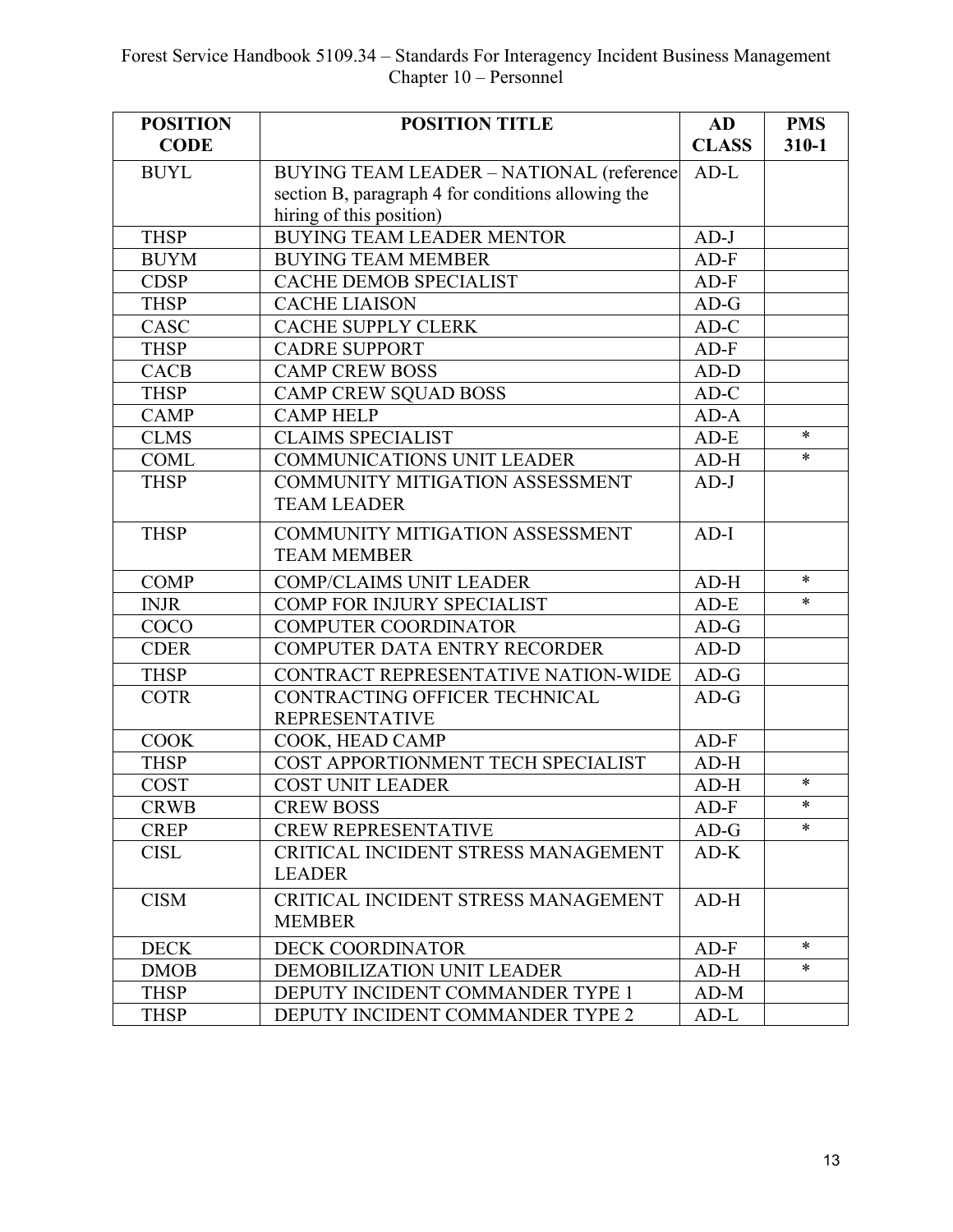| POSITION CODE | POSITION TITLE | AD CLASS | PMS 310-1 |
|---|---|---|---|
| BUYL | BUYING TEAM LEADER – NATIONAL (reference section B, paragraph 4 for conditions allowing the hiring of this position) | AD-L | |
| THSP | BUYING TEAM LEADER MENTOR | AD-J | |
| BUYM | BUYING TEAM MEMBER | AD-F | |
| CDSP | CACHE DEMOB SPECIALIST | AD-F | |
| THSP | CACHE LIAISON | AD-G | |
| CASC | CACHE SUPPLY CLERK | AD-C | |
| THSP | CADRE SUPPORT | AD-F | |
| CACB | CAMP CREW BOSS | AD-D | |
| THSP | CAMP CREW SQUAD BOSS | AD-C | |
| CAMP | CAMP HELP | AD-A | |
| CLMS | CLAIMS SPECIALIST | AD-E | * |
| COML | COMMUNICATIONS UNIT LEADER | AD-H | * |
| THSP | COMMUNITY MITIGATION ASSESSMENT TEAM LEADER | AD-J | |
| THSP | COMMUNITY MITIGATION ASSESSMENT TEAM MEMBER | AD-I | |
| COMP | COMP/CLAIMS UNIT LEADER | AD-H | * |
| INJR | COMP FOR INJURY SPECIALIST | AD-E | * |
| COCO | COMPUTER COORDINATOR | AD-G | |
| CDER | COMPUTER DATA ENTRY RECORDER | AD-D | |
| THSP | CONTRACT REPRESENTATIVE NATION-WIDE | AD-G | |
| COTR | CONTRACTING OFFICER TECHNICAL REPRESENTATIVE | AD-G | |
| COOK | COOK, HEAD CAMP | AD-F | |
| THSP | COST APPORTIONMENT TECH SPECIALIST | AD-H | |
| COST | COST UNIT LEADER | AD-H | * |
| CRWB | CREW BOSS | AD-F | * |
| CREP | CREW REPRESENTATIVE | AD-G | * |
| CISL | CRITICAL INCIDENT STRESS MANAGEMENT LEADER | AD-K | |
| CISM | CRITICAL INCIDENT STRESS MANAGEMENT MEMBER | AD-H | |
| DECK | DECK COORDINATOR | AD-F | * |
| DMOB | DEMOBILIZATION UNIT LEADER | AD-H | * |
| THSP | DEPUTY INCIDENT COMMANDER TYPE 1 | AD-M | |
| THSP | DEPUTY INCIDENT COMMANDER TYPE 2 | AD-L | |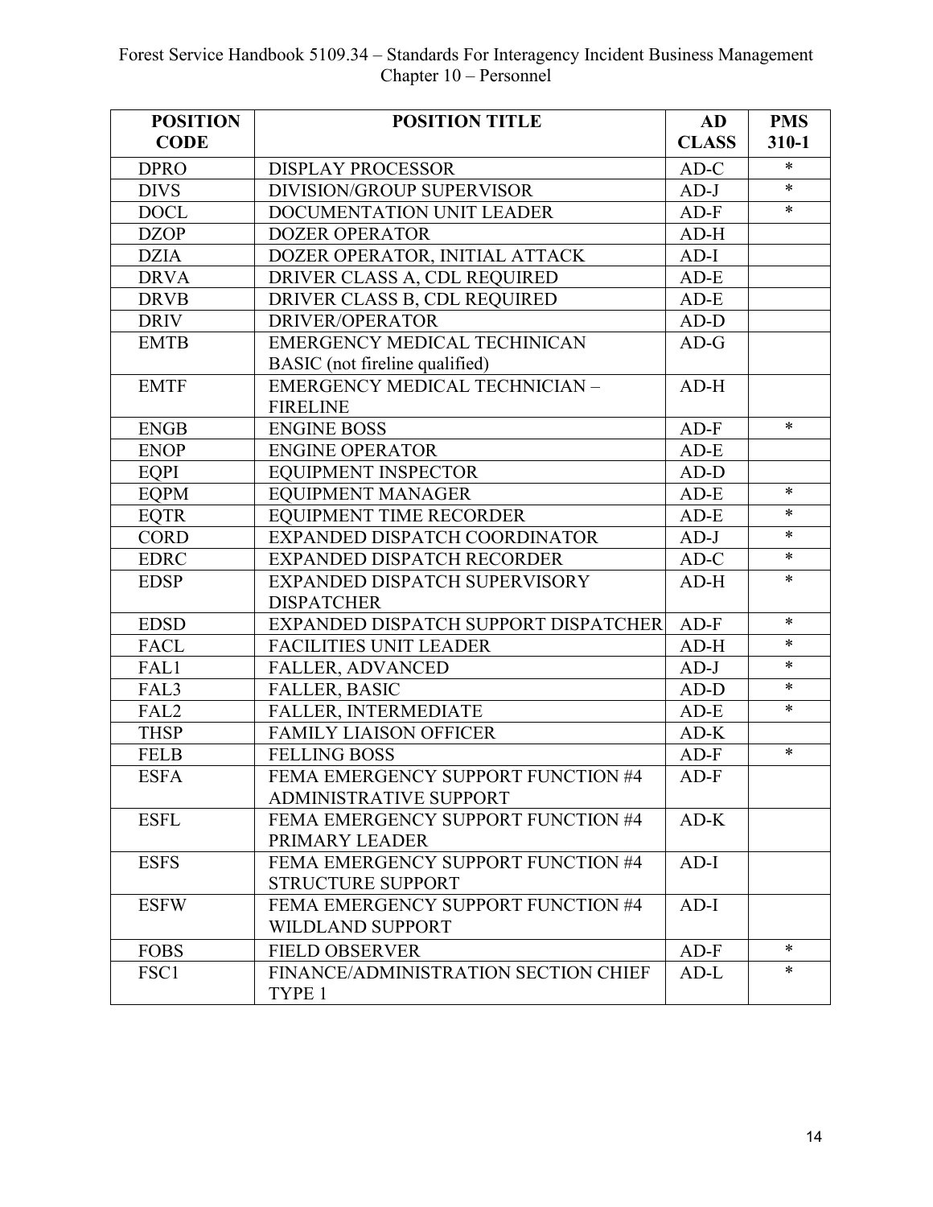| POSITION CODE | POSITION TITLE | AD CLASS | PMS 310-1 |
|---|---|---|---|
| DPRO | DISPLAY PROCESSOR | AD-C | * |
| DIVS | DIVISION/GROUP SUPERVISOR | AD-J | * |
| DOCL | DOCUMENTATION UNIT LEADER | AD-F | * |
| DZOP | DOZER OPERATOR | AD-H | |
| DZIA | DOZER OPERATOR, INITIAL ATTACK | AD-I | |
| DRVA | DRIVER CLASS A, CDL REQUIRED | AD-E | |
| DRVB | DRIVER CLASS B, CDL REQUIRED | AD-E | |
| DRIV | DRIVER/OPERATOR | AD-D | |
| EMTB | EMERGENCY MEDICAL TECHINICAN BASIC (not fireline qualified) | AD-G | |
| EMTF | EMERGENCY MEDICAL TECHNICIAN – FIRELINE | AD-H | |
| ENGB | ENGINE BOSS | AD-F | * |
| ENOP | ENGINE OPERATOR | AD-E | |
| EQPI | EQUIPMENT INSPECTOR | AD-D | |
| EQPM | EQUIPMENT MANAGER | AD-E | * |
| EQTR | EQUIPMENT TIME RECORDER | AD-E | * |
| CORD | EXPANDED DISPATCH COORDINATOR | AD-J | * |
| EDRC | EXPANDED DISPATCH RECORDER | AD-C | * |
| EDSP | EXPANDED DISPATCH SUPERVISORY DISPATCHER | AD-H | * |
| EDSD | EXPANDED DISPATCH SUPPORT DISPATCHER | AD-F | * |
| FACL | FACILITIES UNIT LEADER | AD-H | * |
| FAL1 | FALLER, ADVANCED | AD-J | * |
| FAL3 | FALLER, BASIC | AD-D | * |
| FAL2 | FALLER, INTERMEDIATE | AD-E | * |
| THSP | FAMILY LIAISON OFFICER | AD-K | |
| FELB | FELLING BOSS | AD-F | * |
| ESFA | FEMA EMERGENCY SUPPORT FUNCTION #4 ADMINISTRATIVE SUPPORT | AD-F | |
| ESFL | FEMA EMERGENCY SUPPORT FUNCTION #4 PRIMARY LEADER | AD-K | |
| ESFS | FEMA EMERGENCY SUPPORT FUNCTION #4 STRUCTURE SUPPORT | AD-I | |
| ESFW | FEMA EMERGENCY SUPPORT FUNCTION #4 WILDLAND SUPPORT | AD-I | |
| FOBS | FIELD OBSERVER | AD-F | * |
| FSC1 | FINANCE/ADMINISTRATION SECTION CHIEF TYPE 1 | AD-L | * |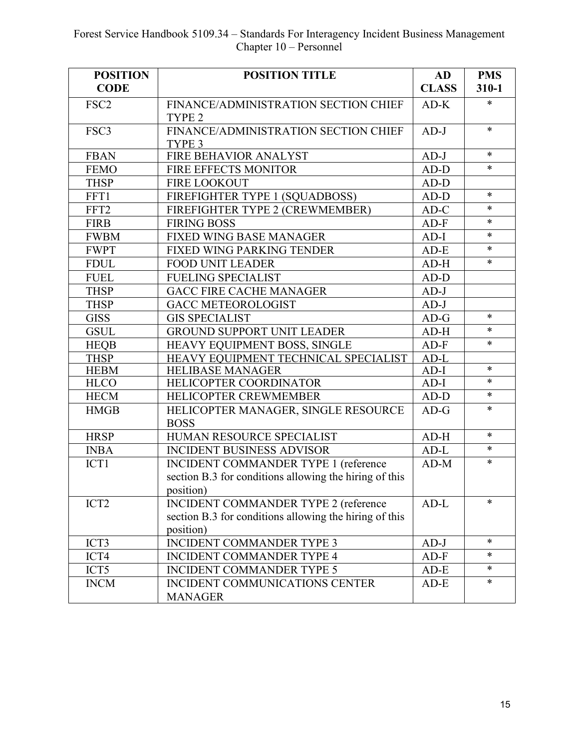| POSITION CODE | POSITION TITLE | AD CLASS | PMS 310-1 |
|---|---|---|---|
| FSC2 | FINANCE/ADMINISTRATION SECTION CHIEF TYPE 2 | AD-K | * |
| FSC3 | FINANCE/ADMINISTRATION SECTION CHIEF TYPE 3 | AD-J | * |
| FBAN | FIRE BEHAVIOR ANALYST | AD-J | * |
| FEMO | FIRE EFFECTS MONITOR | AD-D | * |
| THSP | FIRE LOOKOUT | AD-D | |
| FFT1 | FIREFIGHTER TYPE 1 (SQUADBOSS) | AD-D | * |
| FFT2 | FIREFIGHTER TYPE 2 (CREWMEMBER) | AD-C | * |
| FIRB | FIRING BOSS | AD-F | * |
| FWBM | FIXED WING BASE MANAGER | AD-I | * |
| FWPT | FIXED WING PARKING TENDER | AD-E | * |
| FDUL | FOOD UNIT LEADER | AD-H | * |
| FUEL | FUELING SPECIALIST | AD-D | |
| THSP | GACC FIRE CACHE MANAGER | AD-J | |
| THSP | GACC METEOROLOGIST | AD-J | |
| GISS | GIS SPECIALIST | AD-G | * |
| GSUL | GROUND SUPPORT UNIT LEADER | AD-H | * |
| HEQB | HEAVY EQUIPMENT BOSS, SINGLE | AD-F | * |
| THSP | HEAVY EQUIPMENT TECHNICAL SPECIALIST | AD-L | |
| HEBM | HELIBASE MANAGER | AD-I | * |
| HLCO | HELICOPTER COORDINATOR | AD-I | * |
| HECM | HELICOPTER CREWMEMBER | AD-D | * |
| HMGB | HELICOPTER MANAGER, SINGLE RESOURCE BOSS | AD-G | * |
| HRSP | HUMAN RESOURCE SPECIALIST | AD-H | * |
| INBA | INCIDENT BUSINESS ADVISOR | AD-L | * |
| ICT1 | INCIDENT COMMANDER TYPE 1 (reference section B.3 for conditions allowing the hiring of this position) | AD-M | * |
| ICT2 | INCIDENT COMMANDER TYPE 2 (reference section B.3 for conditions allowing the hiring of this position) | AD-L | * |
| ICT3 | INCIDENT COMMANDER TYPE 3 | AD-J | * |
| ICT4 | INCIDENT COMMANDER TYPE 4 | AD-F | * |
| ICT5 | INCIDENT COMMANDER TYPE 5 | AD-E | * |
| INCM | INCIDENT COMMUNICATIONS CENTER MANAGER | AD-E | * |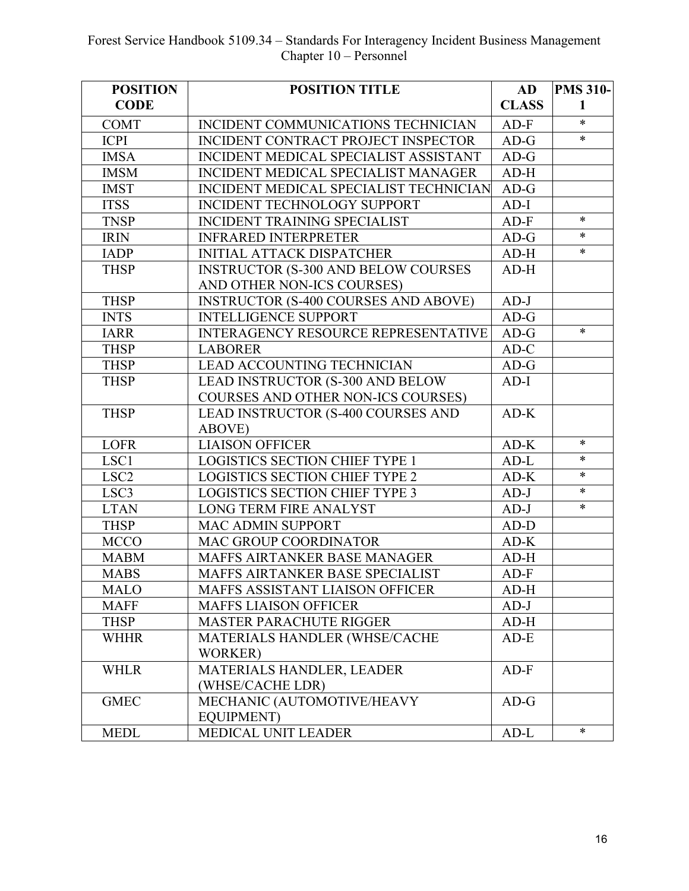| POSITION CODE | POSITION TITLE | AD CLASS | PMS 310-1 |
|---|---|---|---|
| COMT | INCIDENT COMMUNICATIONS TECHNICIAN | AD-F | * |
| ICPI | INCIDENT CONTRACT PROJECT INSPECTOR | AD-G | * |
| IMSA | INCIDENT MEDICAL SPECIALIST ASSISTANT | AD-G | |
| IMSM | INCIDENT MEDICAL SPECIALIST MANAGER | AD-H | |
| IMST | INCIDENT MEDICAL SPECIALIST TECHNICIAN | AD-G | |
| ITSS | INCIDENT TECHNOLOGY SUPPORT | AD-I | |
| TNSP | INCIDENT TRAINING SPECIALIST | AD-F | * |
| IRIN | INFRARED INTERPRETER | AD-G | * |
| IADP | INITIAL ATTACK DISPATCHER | AD-H | * |
| THSP | INSTRUCTOR (S-300 AND BELOW COURSES AND OTHER NON-ICS COURSES) | AD-H | |
| THSP | INSTRUCTOR (S-400 COURSES AND ABOVE) | AD-J | |
| INTS | INTELLIGENCE SUPPORT | AD-G | |
| IARR | INTERAGENCY RESOURCE REPRESENTATIVE | AD-G | * |
| THSP | LABORER | AD-C | |
| THSP | LEAD ACCOUNTING TECHNICIAN | AD-G | |
| THSP | LEAD INSTRUCTOR (S-300 AND BELOW COURSES AND OTHER NON-ICS COURSES) | AD-I | |
| THSP | LEAD INSTRUCTOR (S-400 COURSES AND ABOVE) | AD-K | |
| LOFR | LIAISON OFFICER | AD-K | * |
| LSC1 | LOGISTICS SECTION CHIEF TYPE 1 | AD-L | * |
| LSC2 | LOGISTICS SECTION CHIEF TYPE 2 | AD-K | * |
| LSC3 | LOGISTICS SECTION CHIEF TYPE 3 | AD-J | * |
| LTAN | LONG TERM FIRE ANALYST | AD-J | * |
| THSP | MAC ADMIN SUPPORT | AD-D | |
| MCCO | MAC GROUP COORDINATOR | AD-K | |
| MABM | MAFFS AIRTANKER BASE MANAGER | AD-H | |
| MABS | MAFFS AIRTANKER BASE SPECIALIST | AD-F | |
| MALO | MAFFS ASSISTANT LIAISON OFFICER | AD-H | |
| MAFF | MAFFS LIAISON OFFICER | AD-J | |
| THSP | MASTER PARACHUTE RIGGER | AD-H | |
| WHHR | MATERIALS HANDLER (WHSE/CACHE WORKER) | AD-E | |
| WHLR | MATERIALS HANDLER, LEADER (WHSE/CACHE LDR) | AD-F | |
| GMEC | MECHANIC (AUTOMOTIVE/HEAVY EQUIPMENT) | AD-G | |
| MEDL | MEDICAL UNIT LEADER | AD-L | * |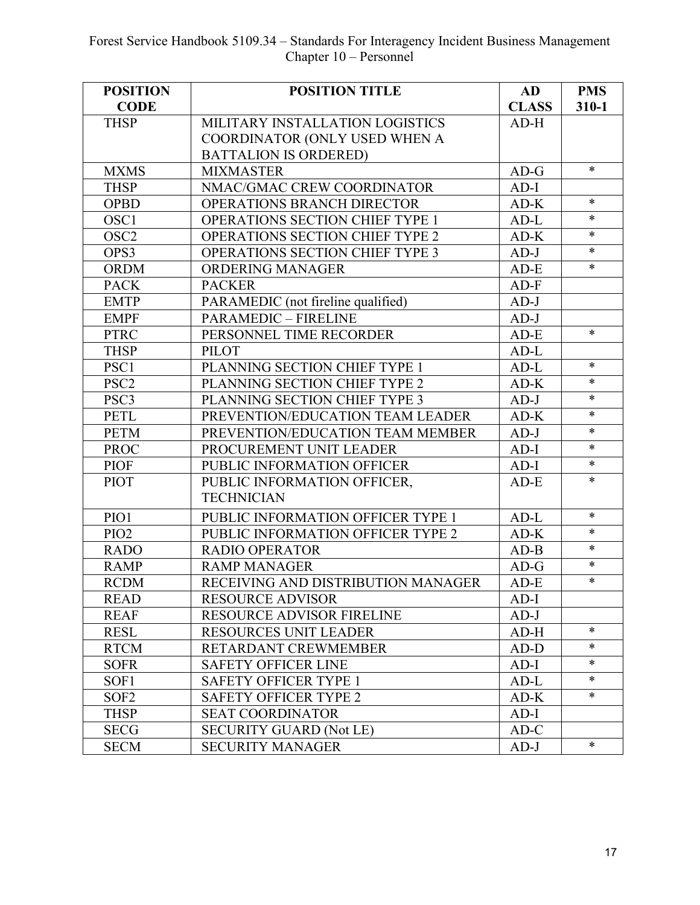| POSITION CODE | POSITION TITLE | AD CLASS | PMS 310-1 |
|---|---|---|---|
| THSP | MILITARY INSTALLATION LOGISTICS COORDINATOR (ONLY USED WHEN A BATTALION IS ORDERED) | AD-H | |
| MXMS | MIXMASTER | AD-G | * |
| THSP | NMAC/GMAC CREW COORDINATOR | AD-I | |
| OPBD | OPERATIONS BRANCH DIRECTOR | AD-K | * |
| OSC1 | OPERATIONS SECTION CHIEF TYPE 1 | AD-L | * |
| OSC2 | OPERATIONS SECTION CHIEF TYPE 2 | AD-K | * |
| OPS3 | OPERATIONS SECTION CHIEF TYPE 3 | AD-J | * |
| ORDM | ORDERING MANAGER | AD-E | * |
| PACK | PACKER | AD-F | |
| EMTP | PARAMEDIC (not fireline qualified) | AD-J | |
| EMPF | PARAMEDIC – FIRELINE | AD-J | |
| PTRC | PERSONNEL TIME RECORDER | AD-E | * |
| THSP | PILOT | AD-L | |
| PSC1 | PLANNING SECTION CHIEF TYPE 1 | AD-L | * |
| PSC2 | PLANNING SECTION CHIEF TYPE 2 | AD-K | * |
| PSC3 | PLANNING SECTION CHIEF TYPE 3 | AD-J | * |
| PETL | PREVENTION/EDUCATION TEAM LEADER | AD-K | * |
| PETM | PREVENTION/EDUCATION TEAM MEMBER | AD-J | * |
| PROC | PROCUREMENT UNIT LEADER | AD-I | * |
| PIOF | PUBLIC INFORMATION OFFICER | AD-I | * |
| PIOT | PUBLIC INFORMATION OFFICER, TECHNICIAN | AD-E | * |
| PIO1 | PUBLIC INFORMATION OFFICER TYPE 1 | AD-L | * |
| PIO2 | PUBLIC INFORMATION OFFICER TYPE 2 | AD-K | * |
| RADO | RADIO OPERATOR | AD-B | * |
| RAMP | RAMP MANAGER | AD-G | * |
| RCDM | RECEIVING AND DISTRIBUTION MANAGER | AD-E | * |
| READ | RESOURCE ADVISOR | AD-I | |
| REAF | RESOURCE ADVISOR FIRELINE | AD-J | |
| RESL | RESOURCES UNIT LEADER | AD-H | * |
| RTCM | RETARDANT CREWMEMBER | AD-D | * |
| SOFR | SAFETY OFFICER LINE | AD-I | * |
| SOF1 | SAFETY OFFICER TYPE 1 | AD-L | * |
| SOF2 | SAFETY OFFICER TYPE 2 | AD-K | * |
| THSP | SEAT COORDINATOR | AD-I | |
| SECG | SECURITY GUARD (Not LE) | AD-C | |
| SECM | SECURITY MANAGER | AD-J | * |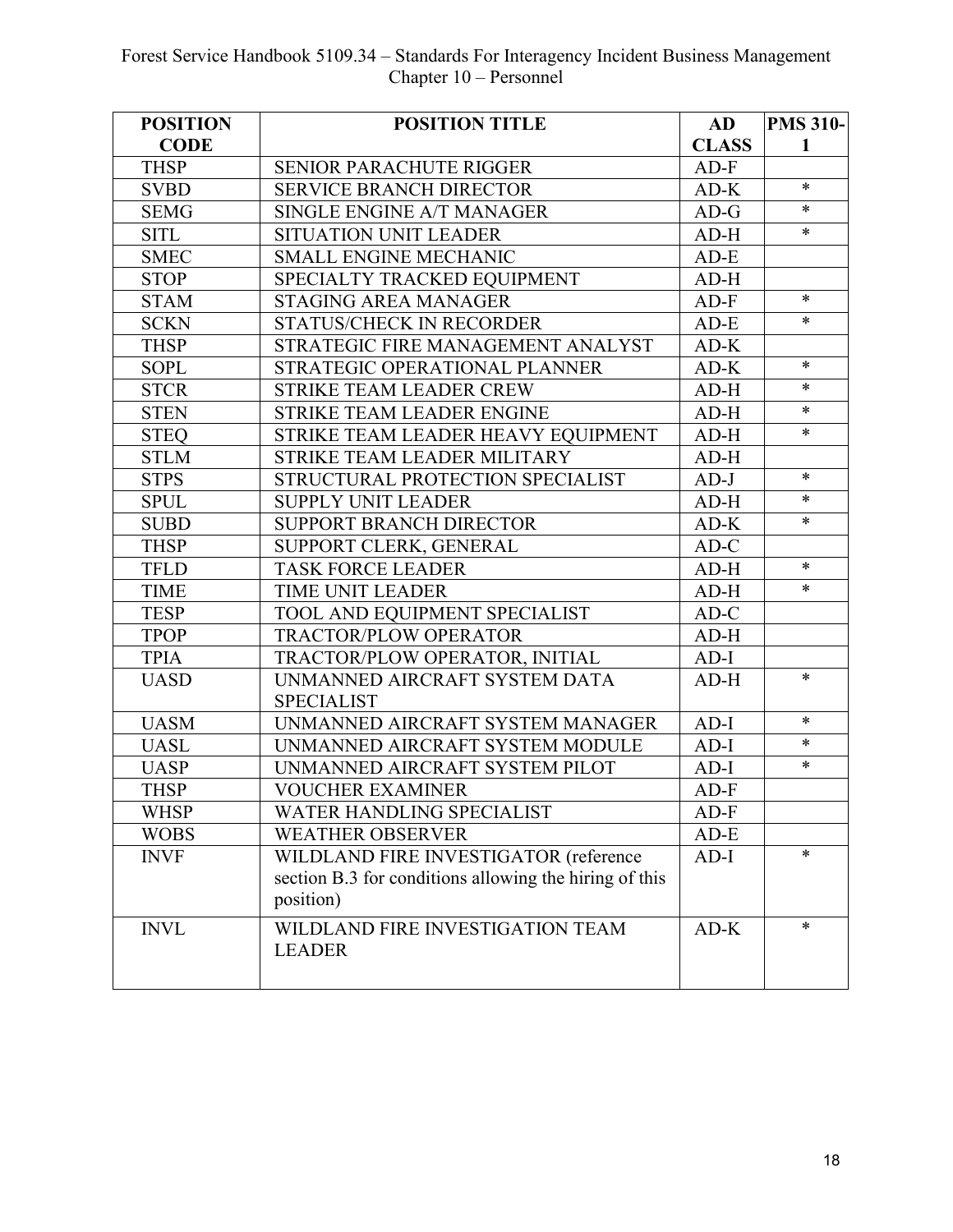| POSITION CODE | POSITION TITLE | AD CLASS | PMS 310-1 |
|---|---|---|---|
| THSP | SENIOR PARACHUTE RIGGER | AD-F | |
| SVBD | SERVICE BRANCH DIRECTOR | AD-K | * |
| SEMG | SINGLE ENGINE A/T MANAGER | AD-G | * |
| SITL | SITUATION UNIT LEADER | AD-H | * |
| SMEC | SMALL ENGINE MECHANIC | AD-E | |
| STOP | SPECIALTY TRACKED EQUIPMENT | AD-H | |
| STAM | STAGING AREA MANAGER | AD-F | * |
| SCKN | STATUS/CHECK IN RECORDER | AD-E | * |
| THSP | STRATEGIC FIRE MANAGEMENT ANALYST | AD-K | |
| SOPL | STRATEGIC OPERATIONAL PLANNER | AD-K | * |
| STCR | STRIKE TEAM LEADER CREW | AD-H | * |
| STEN | STRIKE TEAM LEADER ENGINE | AD-H | * |
| STEQ | STRIKE TEAM LEADER HEAVY EQUIPMENT | AD-H | * |
| STLM | STRIKE TEAM LEADER MILITARY | AD-H | |
| STPS | STRUCTURAL PROTECTION SPECIALIST | AD-J | * |
| SPUL | SUPPLY UNIT LEADER | AD-H | * |
| SUBD | SUPPORT BRANCH DIRECTOR | AD-K | * |
| THSP | SUPPORT CLERK, GENERAL | AD-C | |
| TFLD | TASK FORCE LEADER | AD-H | * |
| TIME | TIME UNIT LEADER | AD-H | * |
| TESP | TOOL AND EQUIPMENT SPECIALIST | AD-C | |
| TPOP | TRACTOR/PLOW OPERATOR | AD-H | |
| TPIA | TRACTOR/PLOW OPERATOR, INITIAL | AD-I | |
| UASD | UNMANNED AIRCRAFT SYSTEM DATA SPECIALIST | AD-H | * |
| UASM | UNMANNED AIRCRAFT SYSTEM MANAGER | AD-I | * |
| UASL | UNMANNED AIRCRAFT SYSTEM MODULE | AD-I | * |
| UASP | UNMANNED AIRCRAFT SYSTEM PILOT | AD-I | * |
| THSP | VOUCHER EXAMINER | AD-F | |
| WHSP | WATER HANDLING SPECIALIST | AD-F | |
| WOBS | WEATHER OBSERVER | AD-E | |
| INVF | WILDLAND FIRE INVESTIGATOR (reference section B.3 for conditions allowing the hiring of this position) | AD-I | * |
| INVL | WILDLAND FIRE INVESTIGATION TEAM LEADER | AD-K | * |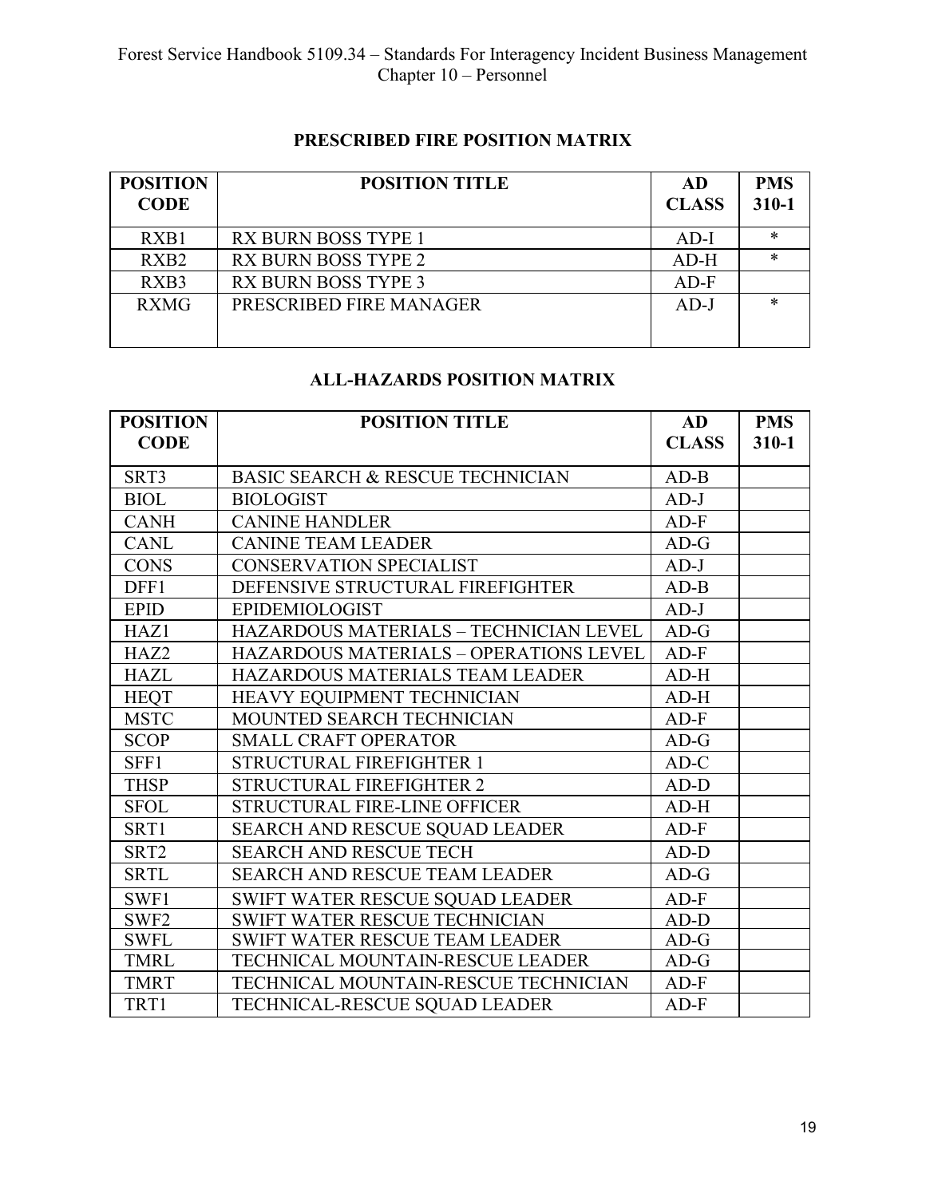## PRESCRIBED FIRE POSITION MATRIX

| POSITION CODE | POSITION TITLE | AD CLASS | PMS 310-1 |
|---|---|---|---|
| RXB1 | RX BURN BOSS TYPE 1 | AD-I | * |
| RXB2 | RX BURN BOSS TYPE 2 | AD-H | * |
| RXB3 | RX BURN BOSS TYPE 3 | AD-F | |
| RXMG | PRESCRIBED FIRE MANAGER | AD-J | * |

## ALL-HAZARDS POSITION MATRIX

| POSITION CODE | POSITION TITLE | AD CLASS | PMS 310-1 |
|---|---|---|---|
| SRT3 | BASIC SEARCH & RESCUE TECHNICIAN | AD-B | |
| BIOL | BIOLOGIST | AD-J | |
| CANH | CANINE HANDLER | AD-F | |
| CANL | CANINE TEAM LEADER | AD-G | |
| CONS | CONSERVATION SPECIALIST | AD-J | |
| DFF1 | DEFENSIVE STRUCTURAL FIREFIGHTER | AD-B | |
| EPID | EPIDEMIOLOGIST | AD-J | |
| HAZ1 | HAZARDOUS MATERIALS – TECHNICIAN LEVEL | AD-G | |
| HAZ2 | HAZARDOUS MATERIALS – OPERATIONS LEVEL | AD-F | |
| HAZL | HAZARDOUS MATERIALS TEAM LEADER | AD-H | |
| HEQT | HEAVY EQUIPMENT TECHNICIAN | AD-H | |
| MSTC | MOUNTED SEARCH TECHNICIAN | AD-F | |
| SCOP | SMALL CRAFT OPERATOR | AD-G | |
| SFF1 | STRUCTURAL FIREFIGHTER 1 | AD-C | |
| THSP | STRUCTURAL FIREFIGHTER 2 | AD-D | |
| SFOL | STRUCTURAL FIRE-LINE OFFICER | AD-H | |
| SRT1 | SEARCH AND RESCUE SQUAD LEADER | AD-F | |
| SRT2 | SEARCH AND RESCUE TECH | AD-D | |
| SRTL | SEARCH AND RESCUE TEAM LEADER | AD-G | |
| SWF1 | SWIFT WATER RESCUE SQUAD LEADER | AD-F | |
| SWF2 | SWIFT WATER RESCUE TECHNICIAN | AD-D | |
| SWFL | SWIFT WATER RESCUE TEAM LEADER | AD-G | |
| TMRL | TECHNICAL MOUNTAIN-RESCUE LEADER | AD-G | |
| TMRT | TECHNICAL MOUNTAIN-RESCUE TECHNICIAN | AD-F | |
| TRT1 | TECHNICAL-RESCUE SQUAD LEADER | AD-F | |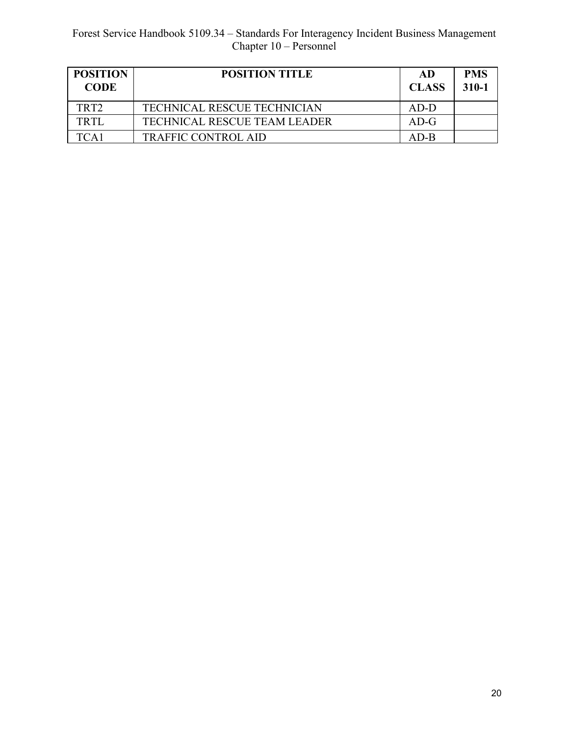| POSITION CODE | POSITION TITLE | AD CLASS | PMS 310-1 |
| --- | --- | --- | --- |
| TRT2 | TECHNICAL RESCUE TECHNICIAN | AD-D | |
| TRTL | TECHNICAL RESCUE TEAM LEADER | AD-G | |
| TCA1 | TRAFFIC CONTROL AID | AD-B | |